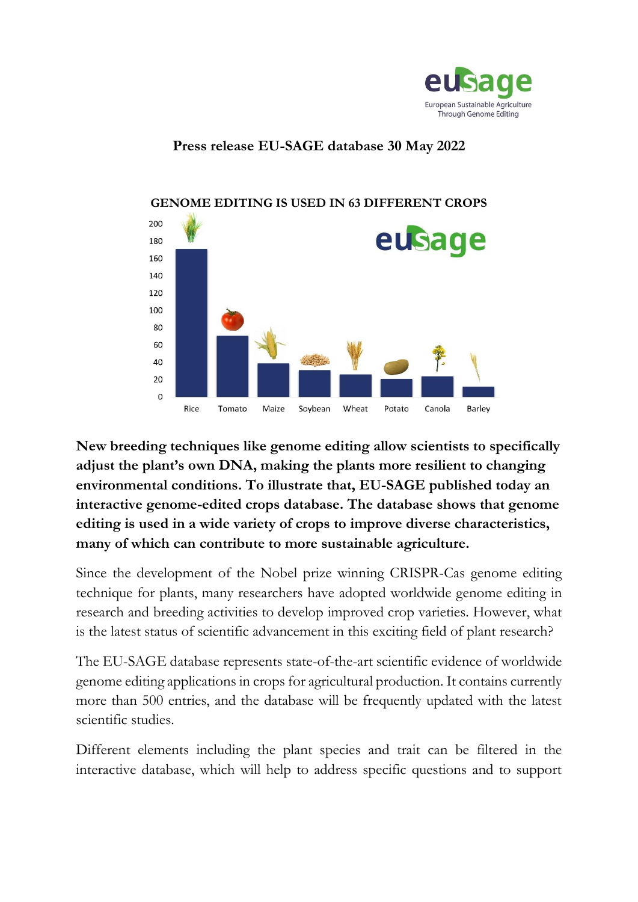# Press release EU-SAGE database 30 May 2022

**GENOME EDITING IS USED IN 63 DIFFERENT CROPS**

**New breeding techniques like genome editing allow scientists to specifically adjust the plant's own DNA, making the plants more resilient to changing environmental conditions. To illustrate that, EU-SAGE published today an interactive genome-edited crops database. The database shows that genome editing is used in a wide variety of crops to improve diverse characteristics, many of which can contribute to more sustainable agriculture.**

Since the development of the Nobel prize winning CRISPR-Cas genome editing technique for plants, many researchers have adopted worldwide genome editing in research and breeding activities to develop improved crop varieties. However, what is the latest status of scientific advancement in this exciting field of plant research?

The EU-SAGE database represents state-of-the-art scientific evidence of worldwide genome editing applications in crops for agricultural production. It contains currently more than 500 entries, and the database will be frequently updated with the latest scientific studies.

Different elements including the plant species and trait can be filtered in the interactive database, which will help to address specific questions and to support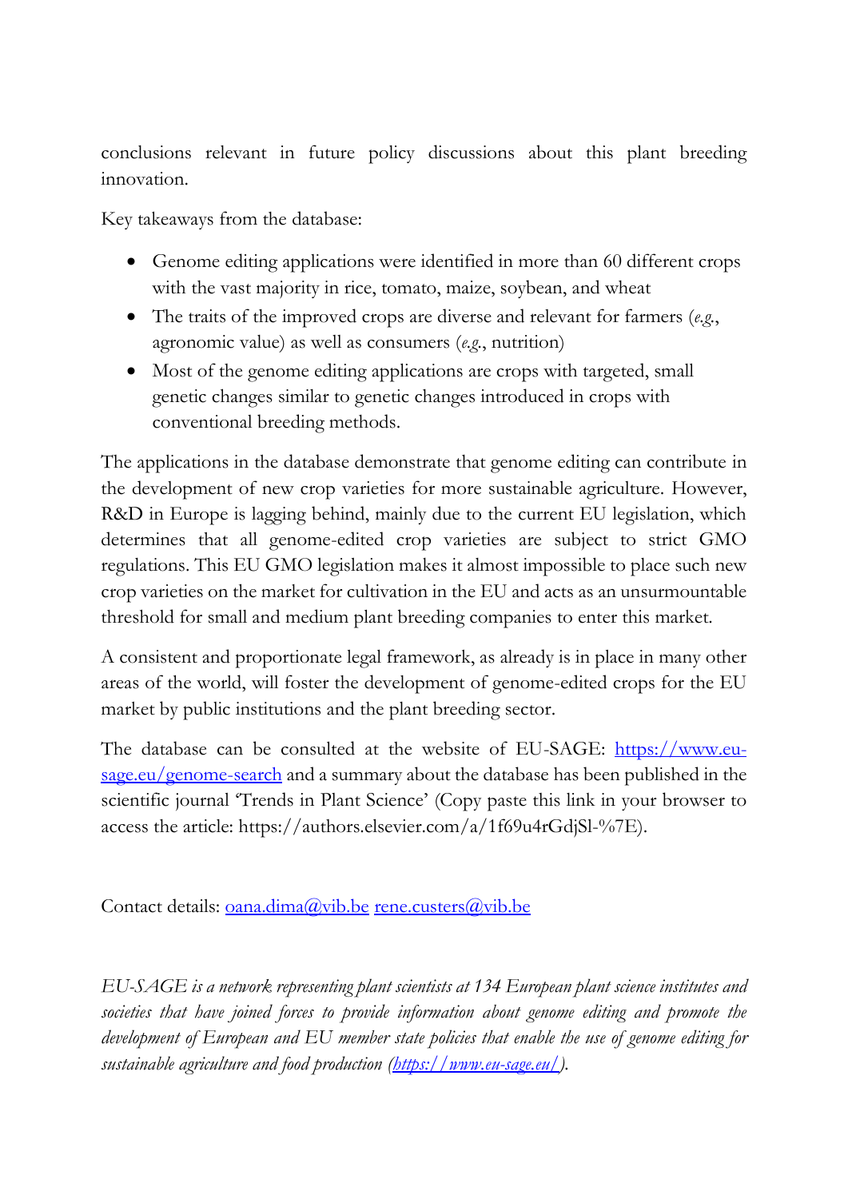conclusions relevant in future policy discussions about this plant breeding innovation.

Key takeaways from the database:

- Genome editing applications were identified in more than 60 different crops with the vast majority in rice, tomato, maize, soybean, and wheat
- The traits of the improved crops are diverse and relevant for farmers (*e.g.*, agronomic value) as well as consumers (*e.g.*, nutrition)
- Most of the genome editing applications are crops with targeted, small genetic changes similar to genetic changes introduced in crops with conventional breeding methods.

The applications in the database demonstrate that genome editing can contribute in the development of new crop varieties for more sustainable agriculture. However, R&D in Europe is lagging behind, mainly due to the current EU legislation, which determines that all genome-edited crop varieties are subject to strict GMO regulations. This EU GMO legislation makes it almost impossible to place such new crop varieties on the market for cultivation in the EU and acts as an unsurmountable threshold for small and medium plant breeding companies to enter this market.

A consistent and proportionate legal framework, as already is in place in many other areas of the world, will foster the development of genome-edited crops for the EU market by public institutions and the plant breeding sector.

The database can be consulted at the website of EU-SAGE: [https://www.eu-sage.eu/genome-search](https://www.eu-sage.eu/genome-search) and a summary about the database has been published in the scientific journal 'Trends in Plant Science' (Copy paste this link in your browser to access the article: https://authors.elsevier.com/a/1f69u4rGdjSl-%7E).

Contact details: [oana.dima@vib.be](mailto:oana.dima@vib.be) [rene.custers@vib.be](mailto:rene.custers@vib.be)

*EU-SAGE is a network representing plant scientists at 134 European plant science institutes and societies that have joined forces to provide information about genome editing and promote the development of European and EU member state policies that enable the use of genome editing for sustainable agriculture and food production ([https://www.eu-sage.eu/](https://www.eu-sage.eu/)).*